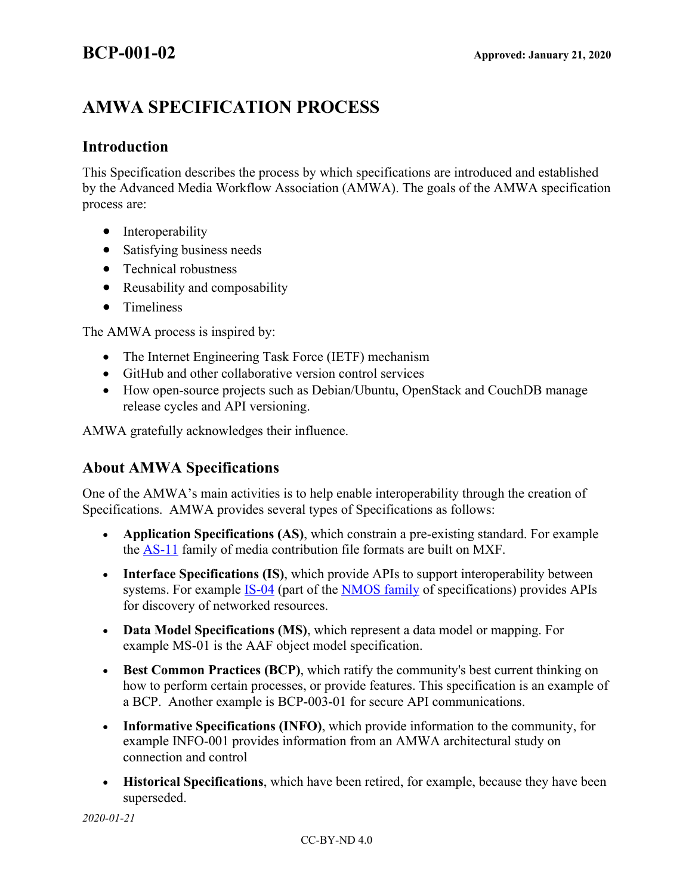# BCP-001-02

**Approved: January 21, 2020**

## AMWA SPECIFICATION PROCESS

### Introduction

This Specification describes the process by which specifications are introduced and established by the Advanced Media Workflow Association (AMWA). The goals of the AMWA specification process are:

- Interoperability
- Satisfying business needs
- Technical robustness
- Reusability and composability
- Timeliness

The AMWA process is inspired by:

- The Internet Engineering Task Force (IETF) mechanism
- GitHub and other collaborative version control services
- How open-source projects such as Debian/Ubuntu, OpenStack and CouchDB manage release cycles and API versioning.

AMWA gratefully acknowledges their influence.

### About AMWA Specifications

One of the AMWA's main activities is to help enable interoperability through the creation of Specifications. AMWA provides several types of Specifications as follows:

- **Application Specifications (AS)**, which constrain a pre-existing standard. For example the AS-11 family of media contribution file formats are built on MXF.
- **Interface Specifications (IS)**, which provide APIs to support interoperability between systems. For example IS-04 (part of the NMOS family of specifications) provides APIs for discovery of networked resources.
- **Data Model Specifications (MS)**, which represent a data model or mapping. For example MS-01 is the AAF object model specification.
- **Best Common Practices (BCP)**, which ratify the community's best current thinking on how to perform certain processes, or provide features. This specification is an example of a BCP. Another example is BCP-003-01 for secure API communications.
- **Informative Specifications (INFO)**, which provide information to the community, for example INFO-001 provides information from an AMWA architectural study on connection and control
- **Historical Specifications**, which have been retired, for example, because they have been superseded.

*2020-01-21*

CC-BY-ND 4.0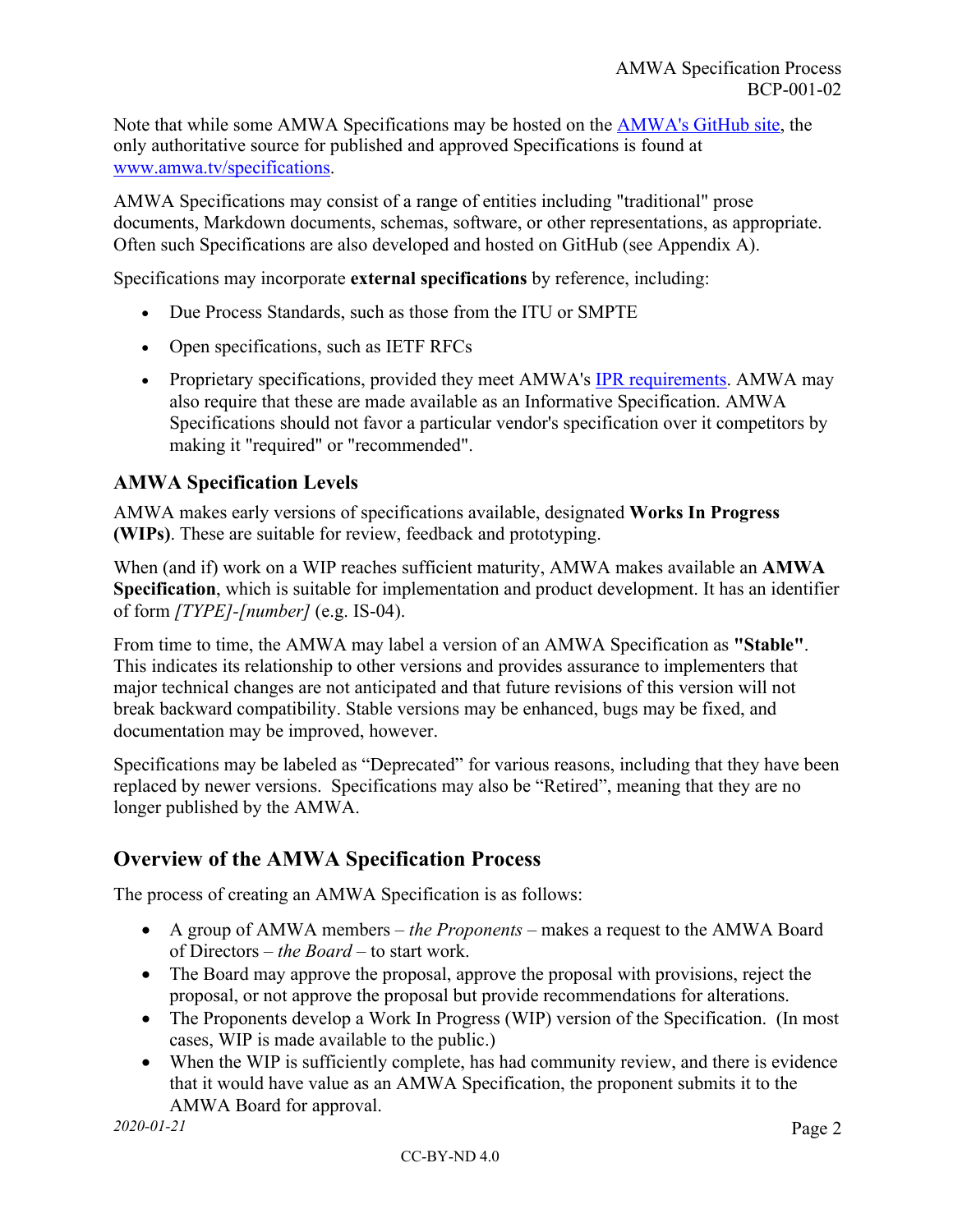Note that while some AMWA Specifications may be hosted on the [AMWA's GitHub site](), the only authoritative source for published and approved Specifications is found at [www.amwa.tv/specifications]().

AMWA Specifications may consist of a range of entities including "traditional" prose documents, Markdown documents, schemas, software, or other representations, as appropriate. Often such Specifications are also developed and hosted on GitHub (see Appendix A).

Specifications may incorporate **external specifications** by reference, including:

- Due Process Standards, such as those from the ITU or SMPTE
- Open specifications, such as IETF RFCs
- Proprietary specifications, provided they meet AMWA's [IPR requirements](). AMWA may also require that these are made available as an Informative Specification. AMWA Specifications should not favor a particular vendor's specification over it competitors by making it "required" or "recommended".

### AMWA Specification Levels

AMWA makes early versions of specifications available, designated **Works In Progress (WIPs)**. These are suitable for review, feedback and prototyping.

When (and if) work on a WIP reaches sufficient maturity, AMWA makes available an **AMWA Specification**, which is suitable for implementation and product development. It has an identifier of form *[TYPE]-[number]* (e.g. IS-04).

From time to time, the AMWA may label a version of an AMWA Specification as **"Stable"**. This indicates its relationship to other versions and provides assurance to implementers that major technical changes are not anticipated and that future revisions of this version will not break backward compatibility. Stable versions may be enhanced, bugs may be fixed, and documentation may be improved, however.

Specifications may be labeled as "Deprecated" for various reasons, including that they have been replaced by newer versions. Specifications may also be "Retired", meaning that they are no longer published by the AMWA.

## Overview of the AMWA Specification Process

The process of creating an AMWA Specification is as follows:

- A group of AMWA members – *the Proponents* – makes a request to the AMWA Board of Directors – *the Board* – to start work.
- The Board may approve the proposal, approve the proposal with provisions, reject the proposal, or not approve the proposal but provide recommendations for alterations.
- The Proponents develop a Work In Progress (WIP) version of the Specification. (In most cases, WIP is made available to the public.)
- When the WIP is sufficiently complete, has had community review, and there is evidence that it would have value as an AMWA Specification, the proponent submits it to the AMWA Board for approval.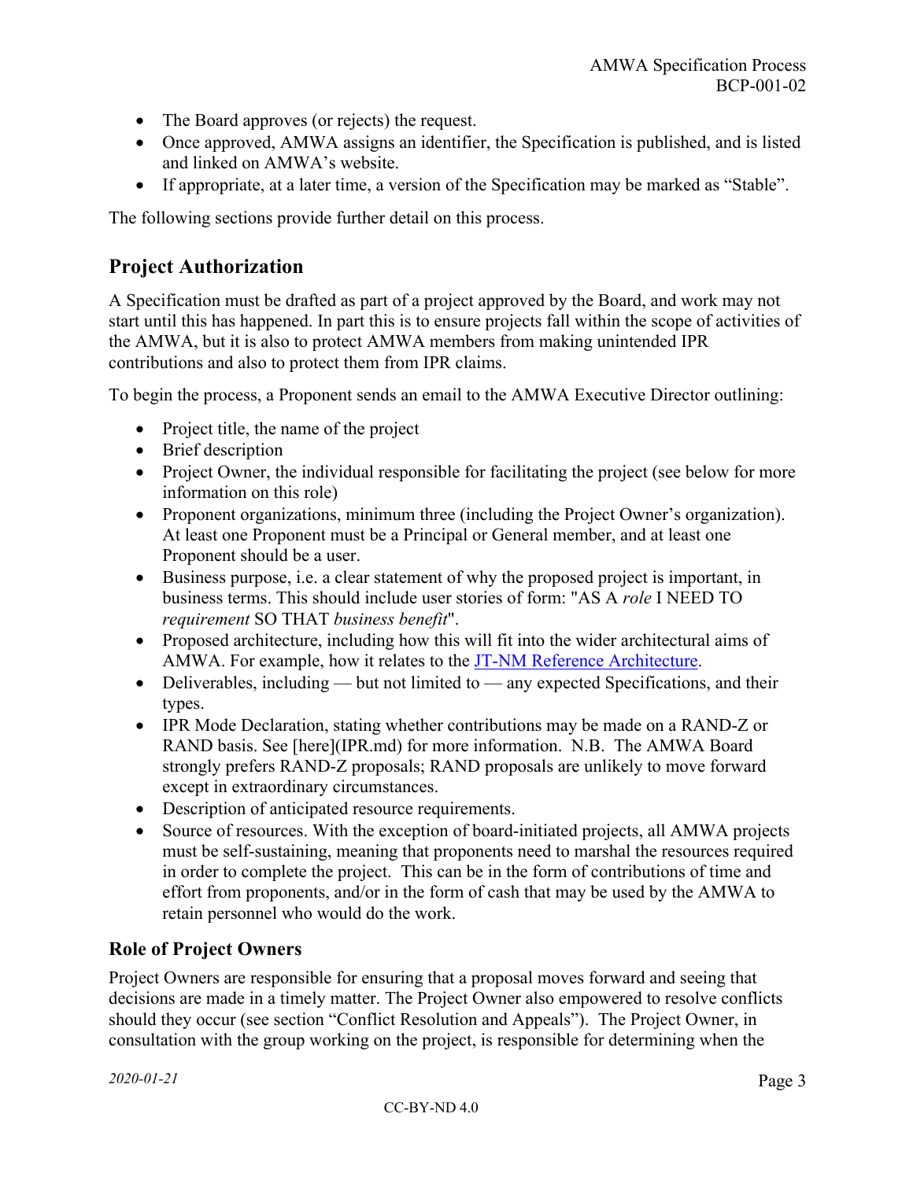- The Board approves (or rejects) the request.
- Once approved, AMWA assigns an identifier, the Specification is published, and is listed and linked on AMWA's website.
- If appropriate, at a later time, a version of the Specification may be marked as "Stable".

The following sections provide further detail on this process.

## Project Authorization

A Specification must be drafted as part of a project approved by the Board, and work may not start until this has happened. In part this is to ensure projects fall within the scope of activities of the AMWA, but it is also to protect AMWA members from making unintended IPR contributions and also to protect them from IPR claims.

To begin the process, a Proponent sends an email to the AMWA Executive Director outlining:

- Project title, the name of the project
- Brief description
- Project Owner, the individual responsible for facilitating the project (see below for more information on this role)
- Proponent organizations, minimum three (including the Project Owner's organization). At least one Proponent must be a Principal or General member, and at least one Proponent should be a user.
- Business purpose, i.e. a clear statement of why the proposed project is important, in business terms. This should include user stories of form: "AS A *role* I NEED TO *requirement* SO THAT *business benefit*".
- Proposed architecture, including how this will fit into the wider architectural aims of AMWA. For example, how it relates to the [JT-NM Reference Architecture](JT-NM Reference Architecture).
- Deliverables, including — but not limited to — any expected Specifications, and their types.
- IPR Mode Declaration, stating whether contributions may be made on a RAND-Z or RAND basis. See [here](IPR.md) for more information. N.B. The AMWA Board strongly prefers RAND-Z proposals; RAND proposals are unlikely to move forward except in extraordinary circumstances.
- Description of anticipated resource requirements.
- Source of resources. With the exception of board-initiated projects, all AMWA projects must be self-sustaining, meaning that proponents need to marshal the resources required in order to complete the project. This can be in the form of contributions of time and effort from proponents, and/or in the form of cash that may be used by the AMWA to retain personnel who would do the work.

### Role of Project Owners

Project Owners are responsible for ensuring that a proposal moves forward and seeing that decisions are made in a timely matter. The Project Owner also empowered to resolve conflicts should they occur (see section "Conflict Resolution and Appeals"). The Project Owner, in consultation with the group working on the project, is responsible for determining when the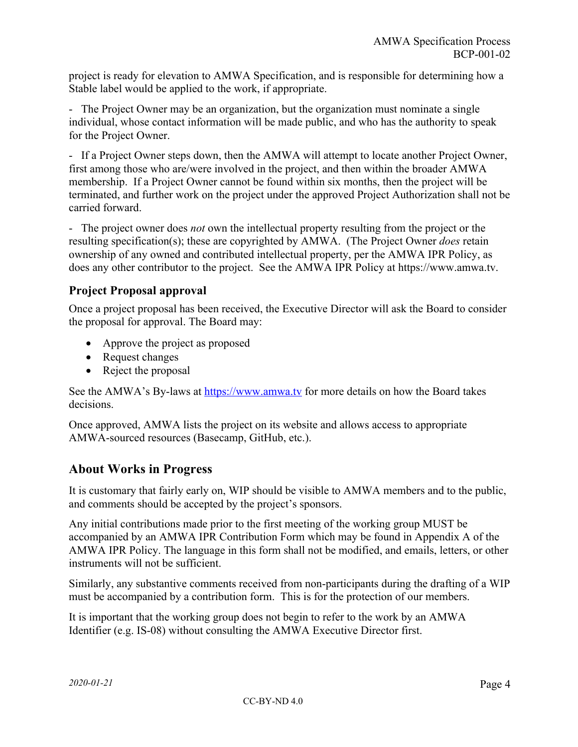project is ready for elevation to AMWA Specification, and is responsible for determining how a Stable label would be applied to the work, if appropriate.

- The Project Owner may be an organization, but the organization must nominate a single individual, whose contact information will be made public, and who has the authority to speak for the Project Owner.

- If a Project Owner steps down, then the AMWA will attempt to locate another Project Owner, first among those who are/were involved in the project, and then within the broader AMWA membership. If a Project Owner cannot be found within six months, then the project will be terminated, and further work on the project under the approved Project Authorization shall not be carried forward.

- The project owner does *not* own the intellectual property resulting from the project or the resulting specification(s); these are copyrighted by AMWA. (The Project Owner *does* retain ownership of any owned and contributed intellectual property, per the AMWA IPR Policy, as does any other contributor to the project. See the AMWA IPR Policy at https://www.amwa.tv.

### Project Proposal approval

Once a project proposal has been received, the Executive Director will ask the Board to consider the proposal for approval. The Board may:

- Approve the project as proposed
- Request changes
- Reject the proposal

See the AMWA's By-laws at [https://www.amwa.tv](https://www.amwa.tv) for more details on how the Board takes decisions.

Once approved, AMWA lists the project on its website and allows access to appropriate AMWA-sourced resources (Basecamp, GitHub, etc.).

## About Works in Progress

It is customary that fairly early on, WIP should be visible to AMWA members and to the public, and comments should be accepted by the project's sponsors.

Any initial contributions made prior to the first meeting of the working group MUST be accompanied by an AMWA IPR Contribution Form which may be found in Appendix A of the AMWA IPR Policy. The language in this form shall not be modified, and emails, letters, or other instruments will not be sufficient.

Similarly, any substantive comments received from non-participants during the drafting of a WIP must be accompanied by a contribution form. This is for the protection of our members.

It is important that the working group does not begin to refer to the work by an AMWA Identifier (e.g. IS-08) without consulting the AMWA Executive Director first.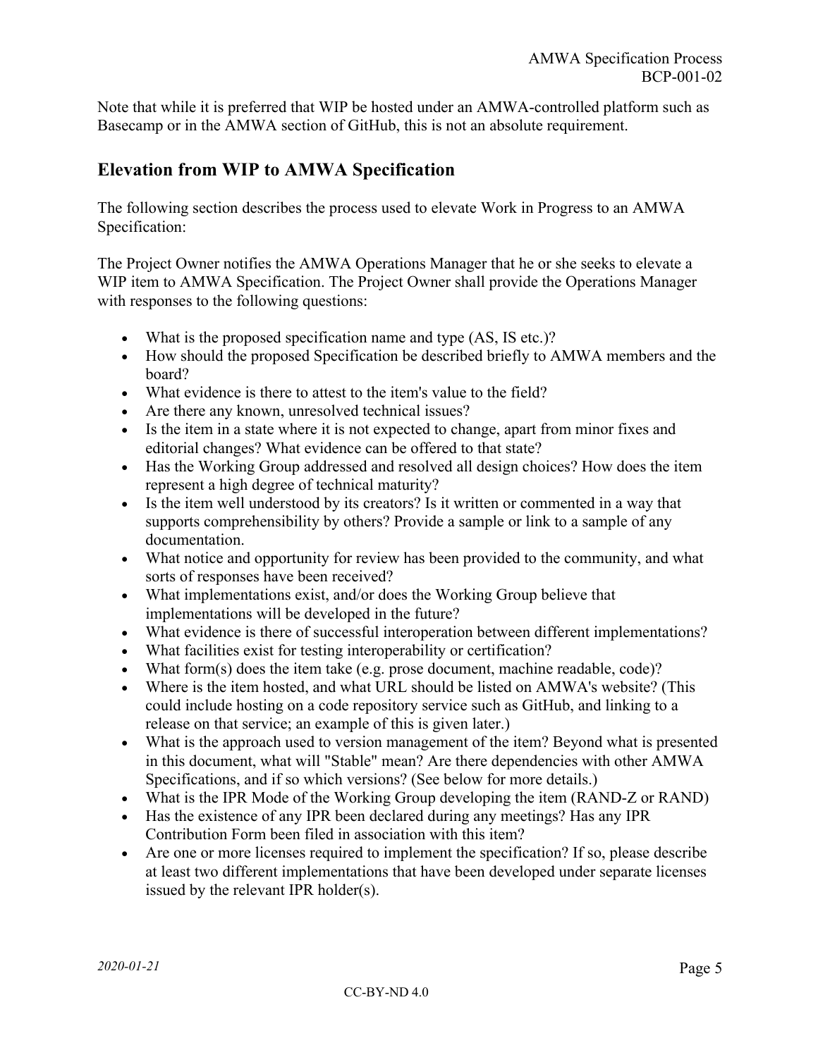Note that while it is preferred that WIP be hosted under an AMWA-controlled platform such as Basecamp or in the AMWA section of GitHub, this is not an absolute requirement.

## Elevation from WIP to AMWA Specification

The following section describes the process used to elevate Work in Progress to an AMWA Specification:

The Project Owner notifies the AMWA Operations Manager that he or she seeks to elevate a WIP item to AMWA Specification. The Project Owner shall provide the Operations Manager with responses to the following questions:

- What is the proposed specification name and type (AS, IS etc.)?
- How should the proposed Specification be described briefly to AMWA members and the board?
- What evidence is there to attest to the item's value to the field?
- Are there any known, unresolved technical issues?
- Is the item in a state where it is not expected to change, apart from minor fixes and editorial changes? What evidence can be offered to that state?
- Has the Working Group addressed and resolved all design choices? How does the item represent a high degree of technical maturity?
- Is the item well understood by its creators? Is it written or commented in a way that supports comprehensibility by others? Provide a sample or link to a sample of any documentation.
- What notice and opportunity for review has been provided to the community, and what sorts of responses have been received?
- What implementations exist, and/or does the Working Group believe that implementations will be developed in the future?
- What evidence is there of successful interoperation between different implementations?
- What facilities exist for testing interoperability or certification?
- What form(s) does the item take (e.g. prose document, machine readable, code)?
- Where is the item hosted, and what URL should be listed on AMWA's website? (This could include hosting on a code repository service such as GitHub, and linking to a release on that service; an example of this is given later.)
- What is the approach used to version management of the item? Beyond what is presented in this document, what will "Stable" mean? Are there dependencies with other AMWA Specifications, and if so which versions? (See below for more details.)
- What is the IPR Mode of the Working Group developing the item (RAND-Z or RAND)
- Has the existence of any IPR been declared during any meetings? Has any IPR Contribution Form been filed in association with this item?
- Are one or more licenses required to implement the specification? If so, please describe at least two different implementations that have been developed under separate licenses issued by the relevant IPR holder(s).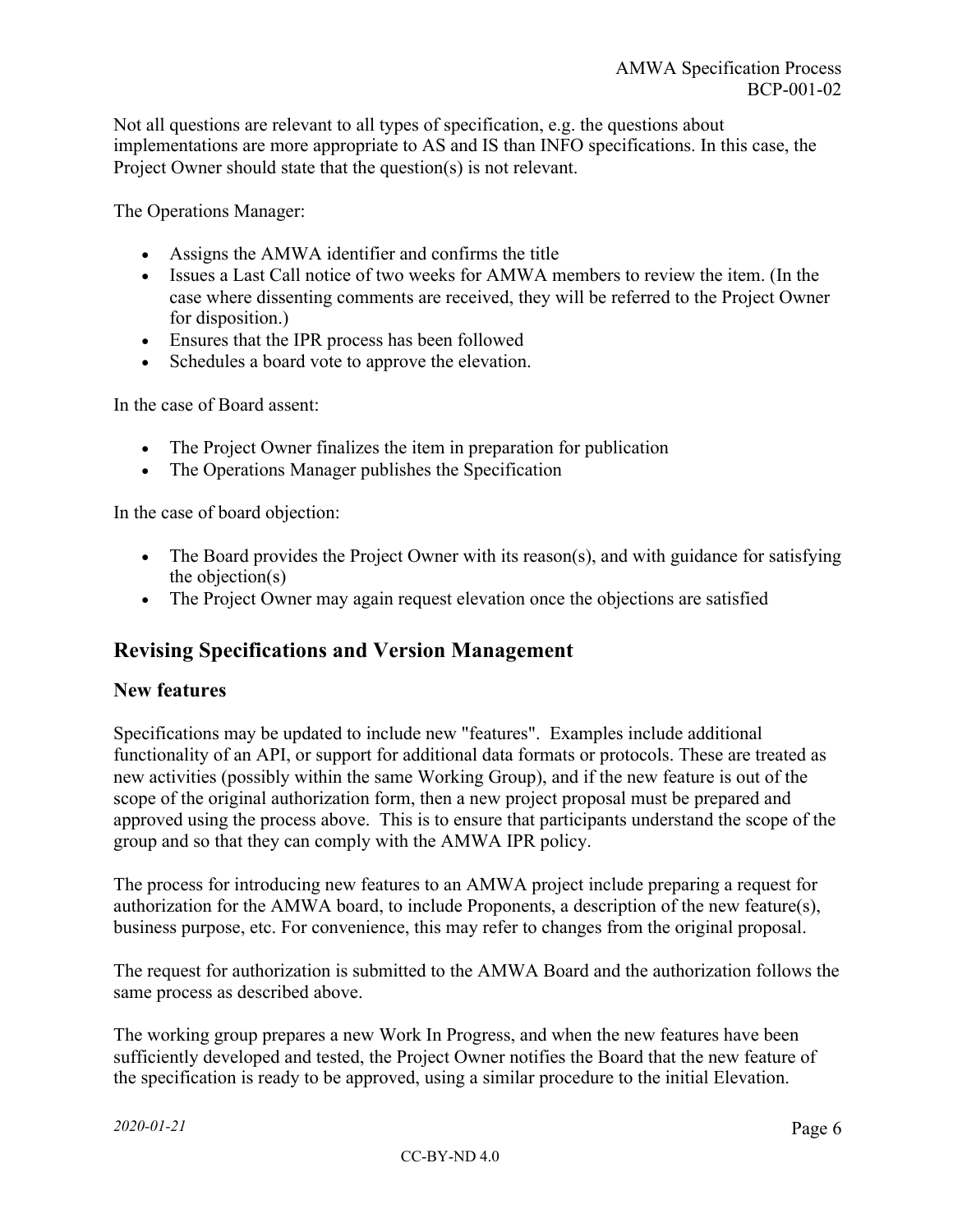Not all questions are relevant to all types of specification, e.g. the questions about implementations are more appropriate to AS and IS than INFO specifications. In this case, the Project Owner should state that the question(s) is not relevant.

The Operations Manager:

- Assigns the AMWA identifier and confirms the title
- Issues a Last Call notice of two weeks for AMWA members to review the item. (In the case where dissenting comments are received, they will be referred to the Project Owner for disposition.)
- Ensures that the IPR process has been followed
- Schedules a board vote to approve the elevation.

In the case of Board assent:

- The Project Owner finalizes the item in preparation for publication
- The Operations Manager publishes the Specification

In the case of board objection:

- The Board provides the Project Owner with its reason(s), and with guidance for satisfying the objection(s)
- The Project Owner may again request elevation once the objections are satisfied

## Revising Specifications and Version Management

### New features

Specifications may be updated to include new "features". Examples include additional functionality of an API, or support for additional data formats or protocols. These are treated as new activities (possibly within the same Working Group), and if the new feature is out of the scope of the original authorization form, then a new project proposal must be prepared and approved using the process above. This is to ensure that participants understand the scope of the group and so that they can comply with the AMWA IPR policy.

The process for introducing new features to an AMWA project include preparing a request for authorization for the AMWA board, to include Proponents, a description of the new feature(s), business purpose, etc. For convenience, this may refer to changes from the original proposal.

The request for authorization is submitted to the AMWA Board and the authorization follows the same process as described above.

The working group prepares a new Work In Progress, and when the new features have been sufficiently developed and tested, the Project Owner notifies the Board that the new feature of the specification is ready to be approved, using a similar procedure to the initial Elevation.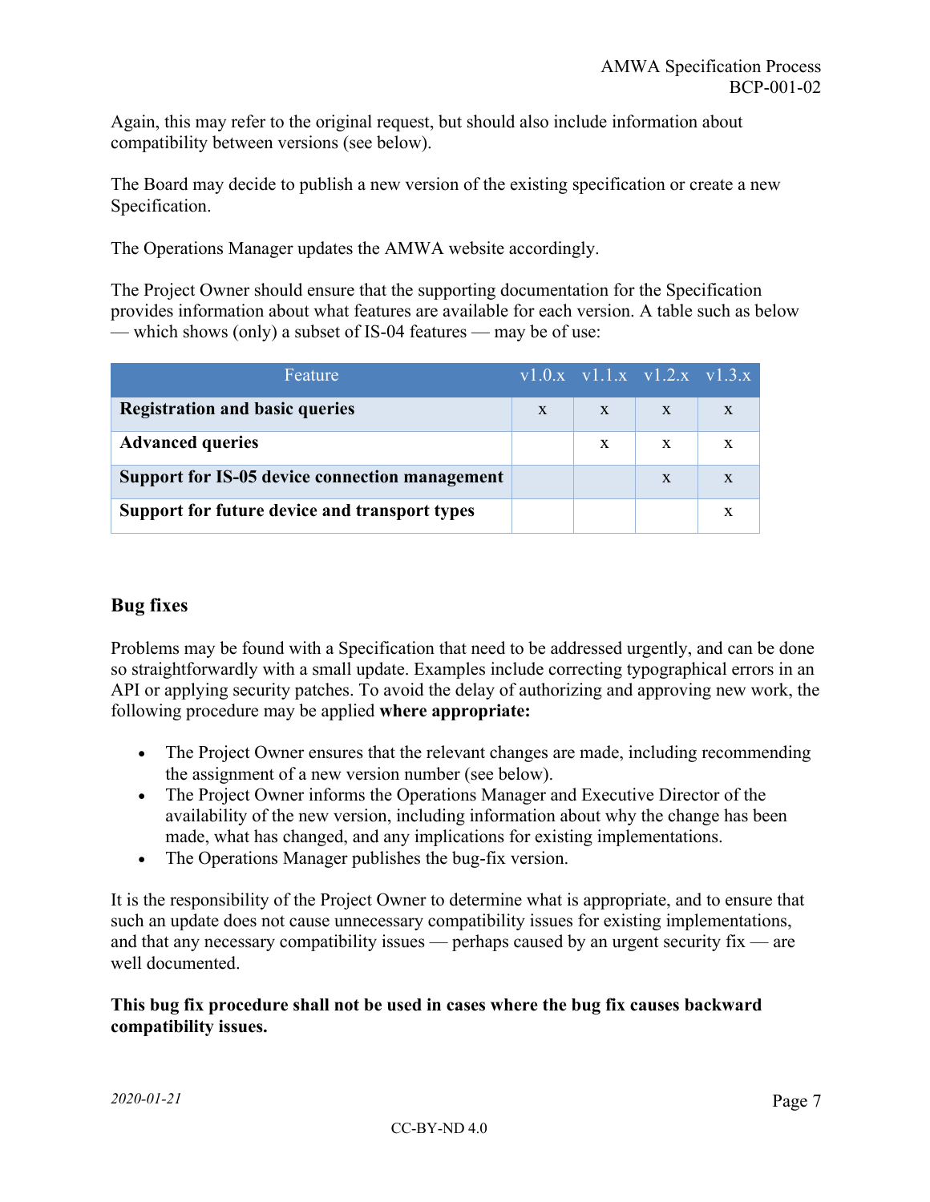Again, this may refer to the original request, but should also include information about compatibility between versions (see below).

The Board may decide to publish a new version of the existing specification or create a new Specification.

The Operations Manager updates the AMWA website accordingly.

The Project Owner should ensure that the supporting documentation for the Specification provides information about what features are available for each version. A table such as below — which shows (only) a subset of IS-04 features — may be of use:

| Feature | v1.0.x | v1.1.x | v1.2.x | v1.3.x |
|---|---|---|---|---|
| **Registration and basic queries** | x | x | x | x |
| **Advanced queries** | | x | x | x |
| **Support for IS-05 device connection management** | | | x | x |
| **Support for future device and transport types** | | | | x |

## Bug fixes

Problems may be found with a Specification that need to be addressed urgently, and can be done so straightforwardly with a small update. Examples include correcting typographical errors in an API or applying security patches. To avoid the delay of authorizing and approving new work, the following procedure may be applied **where appropriate:**

- The Project Owner ensures that the relevant changes are made, including recommending the assignment of a new version number (see below).
- The Project Owner informs the Operations Manager and Executive Director of the availability of the new version, including information about why the change has been made, what has changed, and any implications for existing implementations.
- The Operations Manager publishes the bug-fix version.

It is the responsibility of the Project Owner to determine what is appropriate, and to ensure that such an update does not cause unnecessary compatibility issues for existing implementations, and that any necessary compatibility issues — perhaps caused by an urgent security fix — are well documented.

**This bug fix procedure shall not be used in cases where the bug fix causes backward compatibility issues.**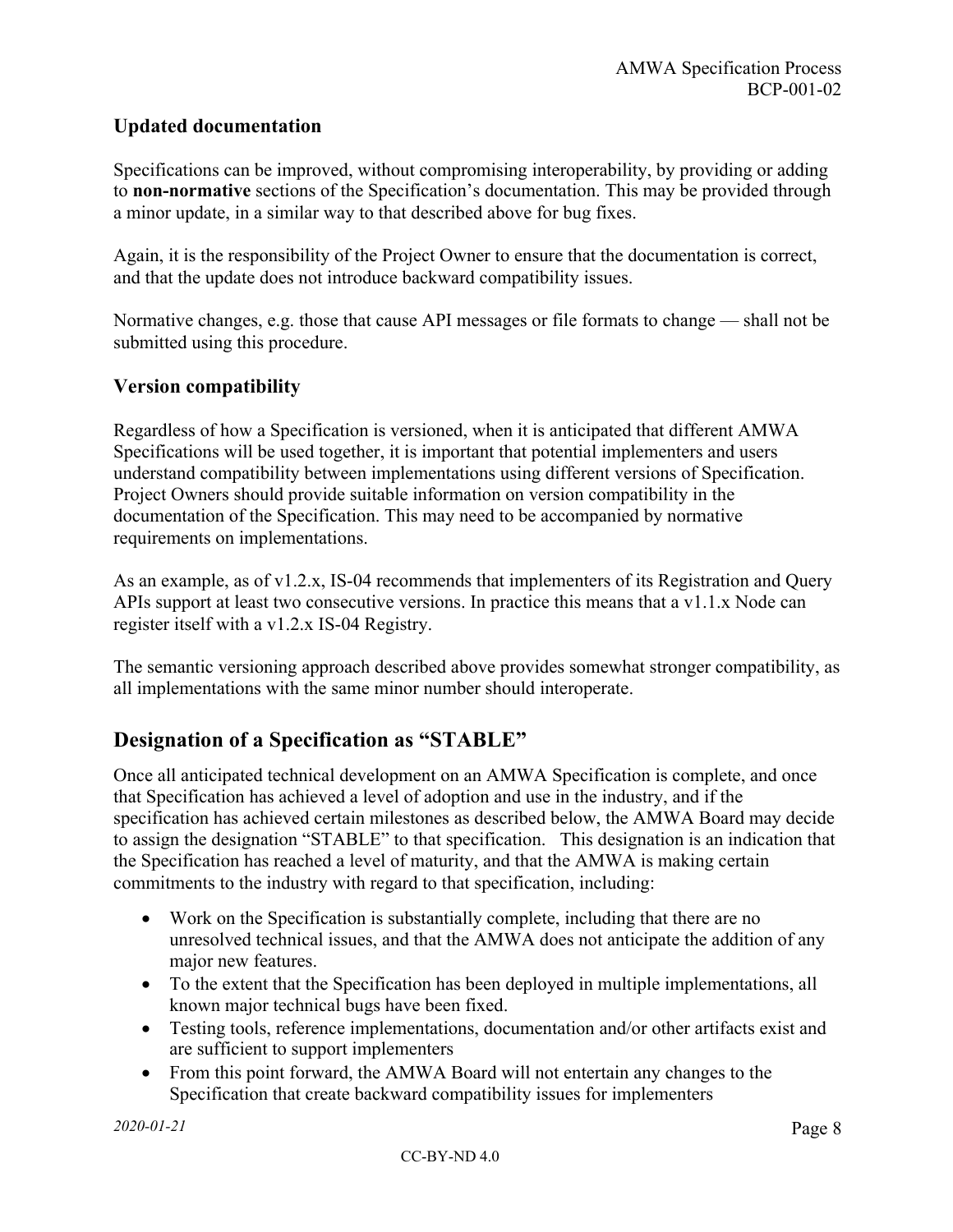### Updated documentation

Specifications can be improved, without compromising interoperability, by providing or adding to **non-normative** sections of the Specification's documentation. This may be provided through a minor update, in a similar way to that described above for bug fixes.

Again, it is the responsibility of the Project Owner to ensure that the documentation is correct, and that the update does not introduce backward compatibility issues.

Normative changes, e.g. those that cause API messages or file formats to change — shall not be submitted using this procedure.

### Version compatibility

Regardless of how a Specification is versioned, when it is anticipated that different AMWA Specifications will be used together, it is important that potential implementers and users understand compatibility between implementations using different versions of Specification. Project Owners should provide suitable information on version compatibility in the documentation of the Specification. This may need to be accompanied by normative requirements on implementations.

As an example, as of v1.2.x, IS-04 recommends that implementers of its Registration and Query APIs support at least two consecutive versions. In practice this means that a v1.1.x Node can register itself with a v1.2.x IS-04 Registry.

The semantic versioning approach described above provides somewhat stronger compatibility, as all implementations with the same minor number should interoperate.

## Designation of a Specification as "STABLE"

Once all anticipated technical development on an AMWA Specification is complete, and once that Specification has achieved a level of adoption and use in the industry, and if the specification has achieved certain milestones as described below, the AMWA Board may decide to assign the designation "STABLE" to that specification. This designation is an indication that the Specification has reached a level of maturity, and that the AMWA is making certain commitments to the industry with regard to that specification, including:

- Work on the Specification is substantially complete, including that there are no unresolved technical issues, and that the AMWA does not anticipate the addition of any major new features.
- To the extent that the Specification has been deployed in multiple implementations, all known major technical bugs have been fixed.
- Testing tools, reference implementations, documentation and/or other artifacts exist and are sufficient to support implementers
- From this point forward, the AMWA Board will not entertain any changes to the Specification that create backward compatibility issues for implementers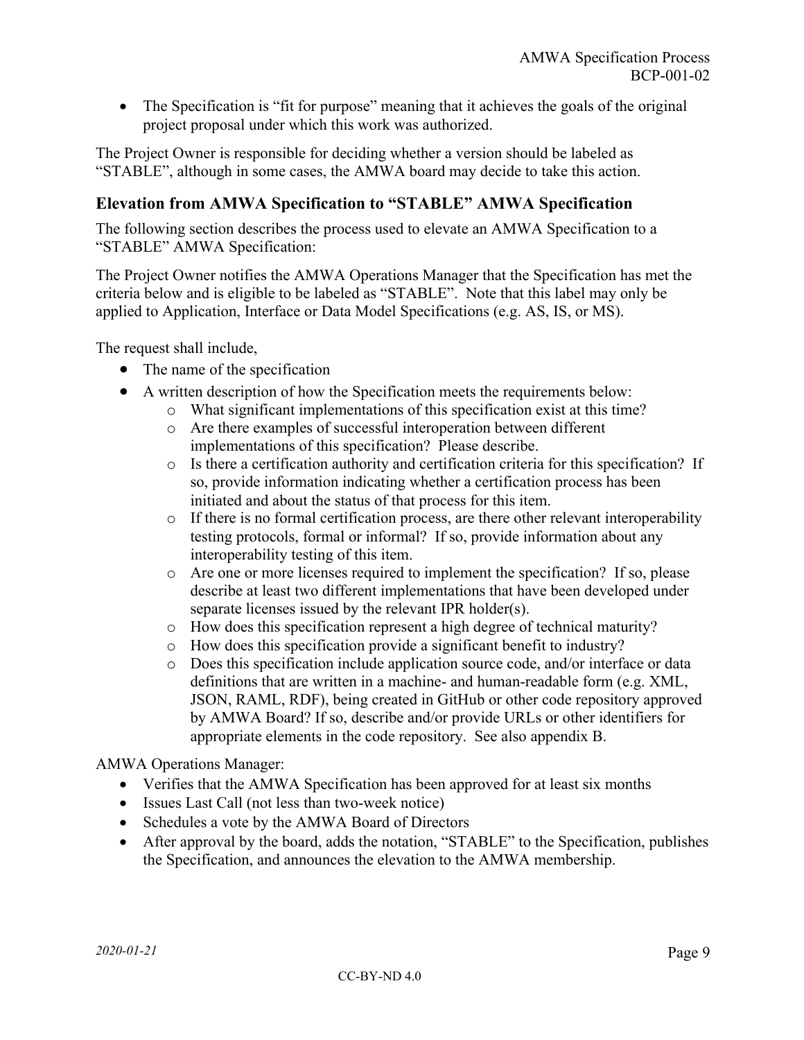- The Specification is "fit for purpose" meaning that it achieves the goals of the original project proposal under which this work was authorized.

The Project Owner is responsible for deciding whether a version should be labeled as "STABLE", although in some cases, the AMWA board may decide to take this action.

## Elevation from AMWA Specification to "STABLE" AMWA Specification

The following section describes the process used to elevate an AMWA Specification to a "STABLE" AMWA Specification:

The Project Owner notifies the AMWA Operations Manager that the Specification has met the criteria below and is eligible to be labeled as "STABLE". Note that this label may only be applied to Application, Interface or Data Model Specifications (e.g. AS, IS, or MS).

The request shall include,

- The name of the specification
- A written description of how the Specification meets the requirements below:
  - What significant implementations of this specification exist at this time?
  - Are there examples of successful interoperation between different implementations of this specification? Please describe.
  - Is there a certification authority and certification criteria for this specification? If so, provide information indicating whether a certification process has been initiated and about the status of that process for this item.
  - If there is no formal certification process, are there other relevant interoperability testing protocols, formal or informal? If so, provide information about any interoperability testing of this item.
  - Are one or more licenses required to implement the specification? If so, please describe at least two different implementations that have been developed under separate licenses issued by the relevant IPR holder(s).
  - How does this specification represent a high degree of technical maturity?
  - How does this specification provide a significant benefit to industry?
  - Does this specification include application source code, and/or interface or data definitions that are written in a machine- and human-readable form (e.g. XML, JSON, RAML, RDF), being created in GitHub or other code repository approved by AMWA Board? If so, describe and/or provide URLs or other identifiers for appropriate elements in the code repository. See also appendix B.

AMWA Operations Manager:

- Verifies that the AMWA Specification has been approved for at least six months
- Issues Last Call (not less than two-week notice)
- Schedules a vote by the AMWA Board of Directors
- After approval by the board, adds the notation, "STABLE" to the Specification, publishes the Specification, and announces the elevation to the AMWA membership.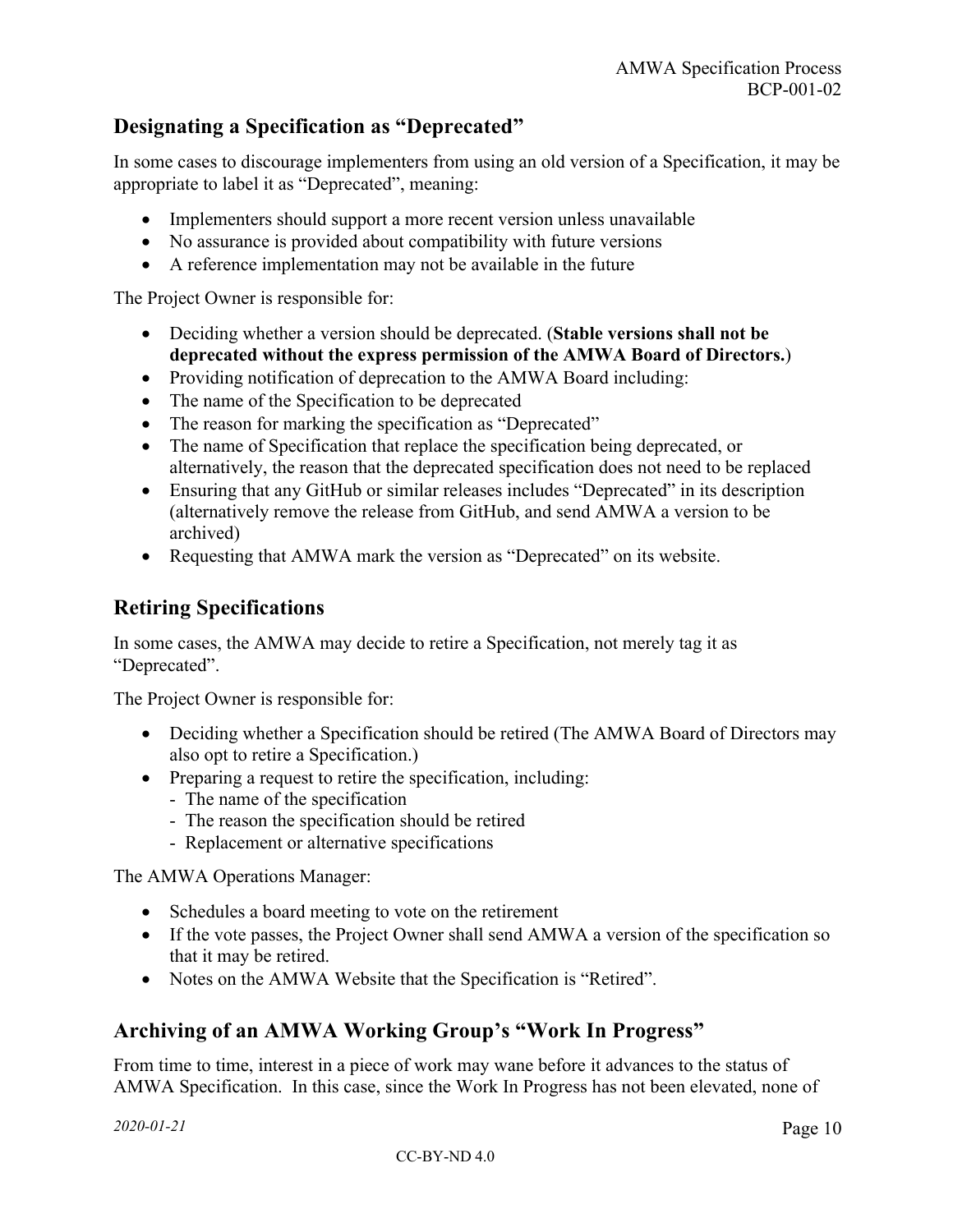## Designating a Specification as "Deprecated"

In some cases to discourage implementers from using an old version of a Specification, it may be appropriate to label it as "Deprecated", meaning:

- Implementers should support a more recent version unless unavailable
- No assurance is provided about compatibility with future versions
- A reference implementation may not be available in the future

The Project Owner is responsible for:

- Deciding whether a version should be deprecated. (**Stable versions shall not be deprecated without the express permission of the AMWA Board of Directors.**)
- Providing notification of deprecation to the AMWA Board including:
- The name of the Specification to be deprecated
- The reason for marking the specification as "Deprecated"
- The name of Specification that replace the specification being deprecated, or alternatively, the reason that the deprecated specification does not need to be replaced
- Ensuring that any GitHub or similar releases includes "Deprecated" in its description (alternatively remove the release from GitHub, and send AMWA a version to be archived)
- Requesting that AMWA mark the version as "Deprecated" on its website.

## Retiring Specifications

In some cases, the AMWA may decide to retire a Specification, not merely tag it as "Deprecated".

The Project Owner is responsible for:

- Deciding whether a Specification should be retired (The AMWA Board of Directors may also opt to retire a Specification.)
- Preparing a request to retire the specification, including:
  - The name of the specification
  - The reason the specification should be retired
  - Replacement or alternative specifications

The AMWA Operations Manager:

- Schedules a board meeting to vote on the retirement
- If the vote passes, the Project Owner shall send AMWA a version of the specification so that it may be retired.
- Notes on the AMWA Website that the Specification is "Retired".

## Archiving of an AMWA Working Group's "Work In Progress"

From time to time, interest in a piece of work may wane before it advances to the status of AMWA Specification. In this case, since the Work In Progress has not been elevated, none of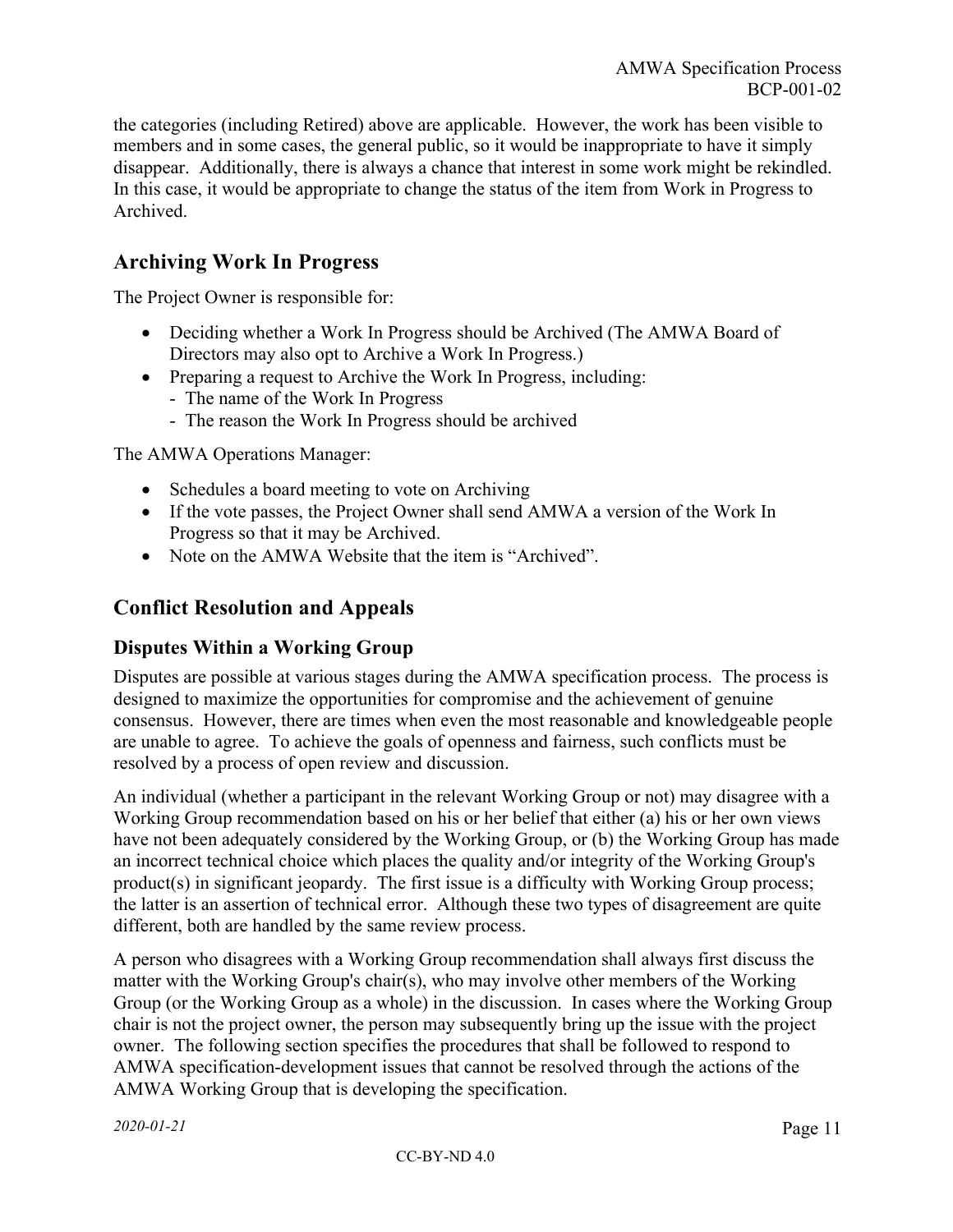the categories (including Retired) above are applicable. However, the work has been visible to members and in some cases, the general public, so it would be inappropriate to have it simply disappear. Additionally, there is always a chance that interest in some work might be rekindled. In this case, it would be appropriate to change the status of the item from Work in Progress to Archived.

## Archiving Work In Progress

The Project Owner is responsible for:

- Deciding whether a Work In Progress should be Archived (The AMWA Board of Directors may also opt to Archive a Work In Progress.)
- Preparing a request to Archive the Work In Progress, including:
  - The name of the Work In Progress
  - The reason the Work In Progress should be archived

The AMWA Operations Manager:

- Schedules a board meeting to vote on Archiving
- If the vote passes, the Project Owner shall send AMWA a version of the Work In Progress so that it may be Archived.
- Note on the AMWA Website that the item is "Archived".

## Conflict Resolution and Appeals

### Disputes Within a Working Group

Disputes are possible at various stages during the AMWA specification process. The process is designed to maximize the opportunities for compromise and the achievement of genuine consensus. However, there are times when even the most reasonable and knowledgeable people are unable to agree. To achieve the goals of openness and fairness, such conflicts must be resolved by a process of open review and discussion.

An individual (whether a participant in the relevant Working Group or not) may disagree with a Working Group recommendation based on his or her belief that either (a) his or her own views have not been adequately considered by the Working Group, or (b) the Working Group has made an incorrect technical choice which places the quality and/or integrity of the Working Group's product(s) in significant jeopardy. The first issue is a difficulty with Working Group process; the latter is an assertion of technical error. Although these two types of disagreement are quite different, both are handled by the same review process.

A person who disagrees with a Working Group recommendation shall always first discuss the matter with the Working Group's chair(s), who may involve other members of the Working Group (or the Working Group as a whole) in the discussion. In cases where the Working Group chair is not the project owner, the person may subsequently bring up the issue with the project owner. The following section specifies the procedures that shall be followed to respond to AMWA specification-development issues that cannot be resolved through the actions of the AMWA Working Group that is developing the specification.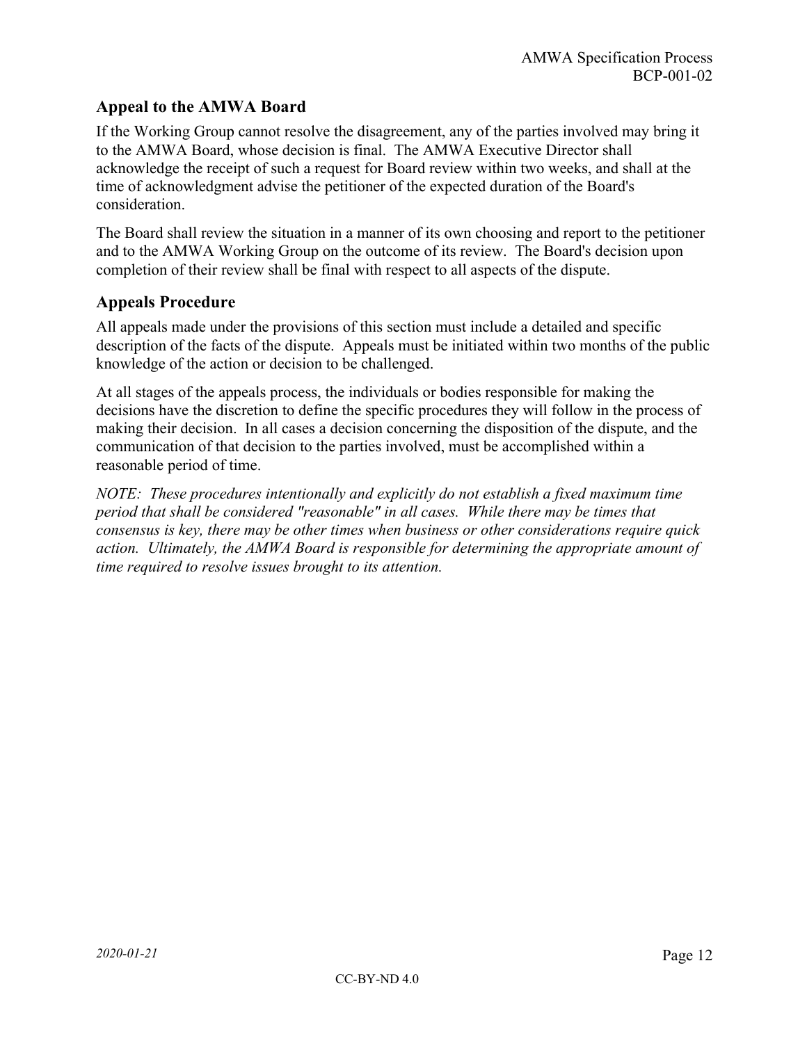## Appeal to the AMWA Board

If the Working Group cannot resolve the disagreement, any of the parties involved may bring it to the AMWA Board, whose decision is final. The AMWA Executive Director shall acknowledge the receipt of such a request for Board review within two weeks, and shall at the time of acknowledgment advise the petitioner of the expected duration of the Board's consideration.

The Board shall review the situation in a manner of its own choosing and report to the petitioner and to the AMWA Working Group on the outcome of its review. The Board's decision upon completion of their review shall be final with respect to all aspects of the dispute.

## Appeals Procedure

All appeals made under the provisions of this section must include a detailed and specific description of the facts of the dispute. Appeals must be initiated within two months of the public knowledge of the action or decision to be challenged.

At all stages of the appeals process, the individuals or bodies responsible for making the decisions have the discretion to define the specific procedures they will follow in the process of making their decision. In all cases a decision concerning the disposition of the dispute, and the communication of that decision to the parties involved, must be accomplished within a reasonable period of time.

*NOTE: These procedures intentionally and explicitly do not establish a fixed maximum time period that shall be considered "reasonable" in all cases. While there may be times that consensus is key, there may be other times when business or other considerations require quick action. Ultimately, the AMWA Board is responsible for determining the appropriate amount of time required to resolve issues brought to its attention.*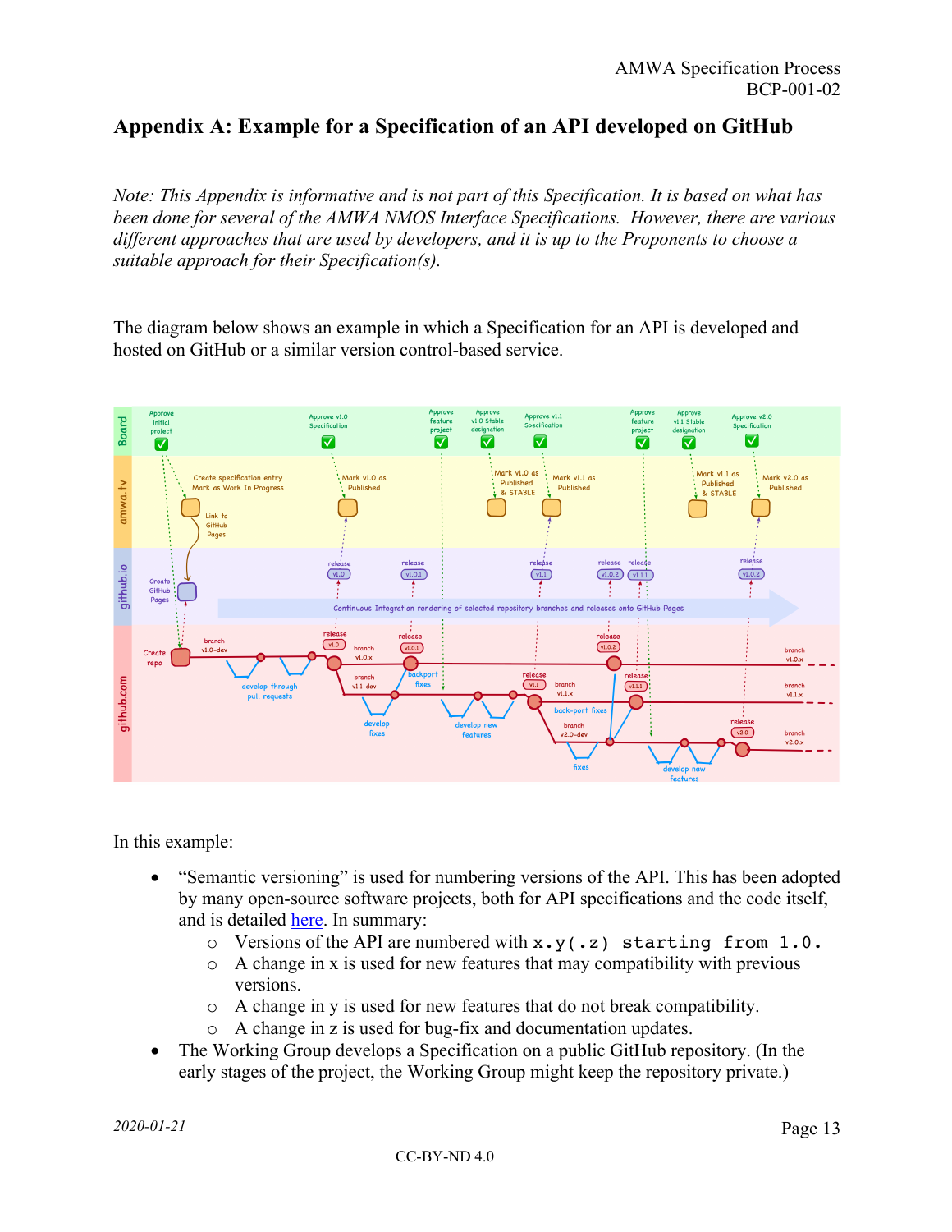## Appendix A: Example for a Specification of an API developed on GitHub

*Note: This Appendix is informative and is not part of this Specification. It is based on what has been done for several of the AMWA NMOS Interface Specifications. However, there are various different approaches that are used by developers, and it is up to the Proponents to choose a suitable approach for their Specification(s).*

The diagram below shows an example in which a Specification for an API is developed and hosted on GitHub or a similar version control-based service.

In this example:

- "Semantic versioning" is used for numbering versions of the API. This has been adopted by many open-source software projects, both for API specifications and the code itself, and is detailed here. In summary:
  - Versions of the API are numbered with `x.y(.z) starting from 1.0.`
  - A change in x is used for new features that may compatibility with previous versions.
  - A change in y is used for new features that do not break compatibility.
  - A change in z is used for bug-fix and documentation updates.
- The Working Group develops a Specification on a public GitHub repository. (In the early stages of the project, the Working Group might keep the repository private.)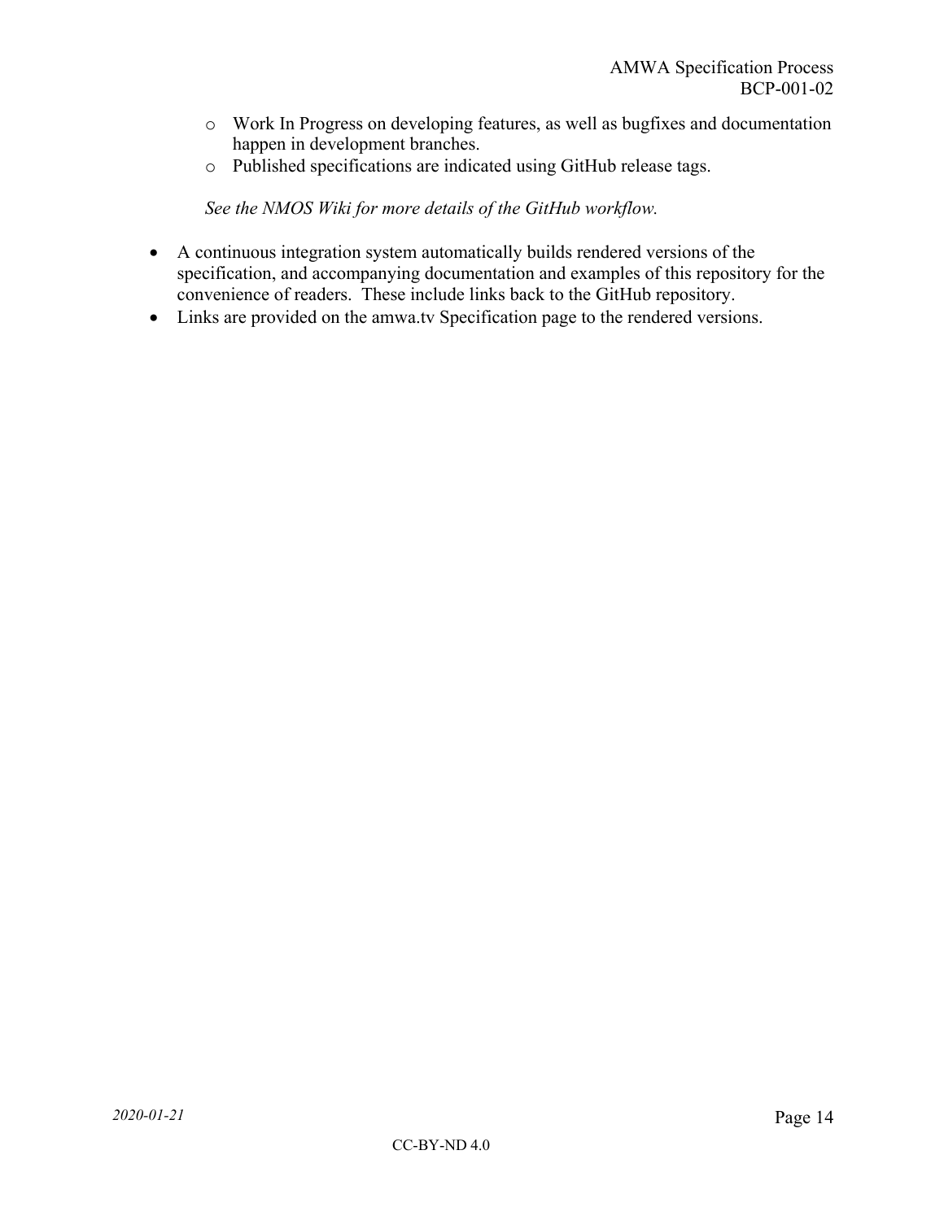- Work In Progress on developing features, as well as bugfixes and documentation happen in development branches.
    - Published specifications are indicated using GitHub release tags.

  *See the NMOS Wiki for more details of the GitHub workflow.*

- A continuous integration system automatically builds rendered versions of the specification, and accompanying documentation and examples of this repository for the convenience of readers. These include links back to the GitHub repository.
- Links are provided on the amwa.tv Specification page to the rendered versions.